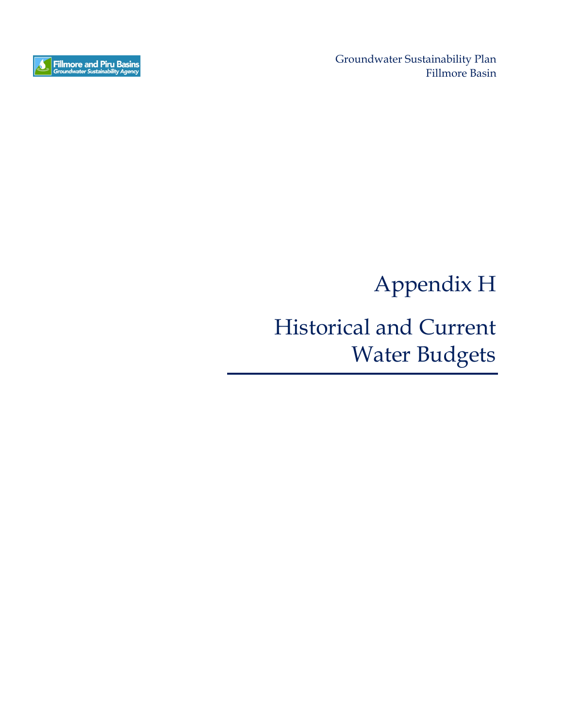# Appendix H

# Historical and Current Water Budgets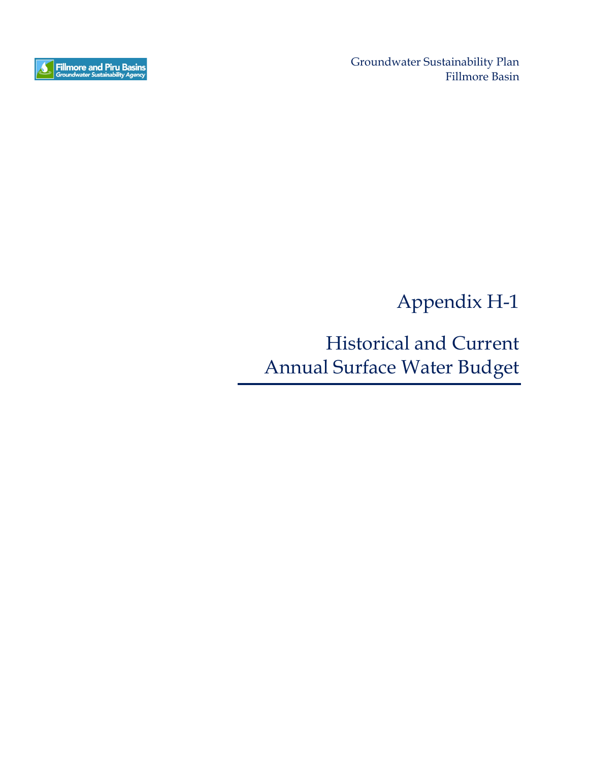# Appendix H-1

## Historical and Current Annual Surface Water Budget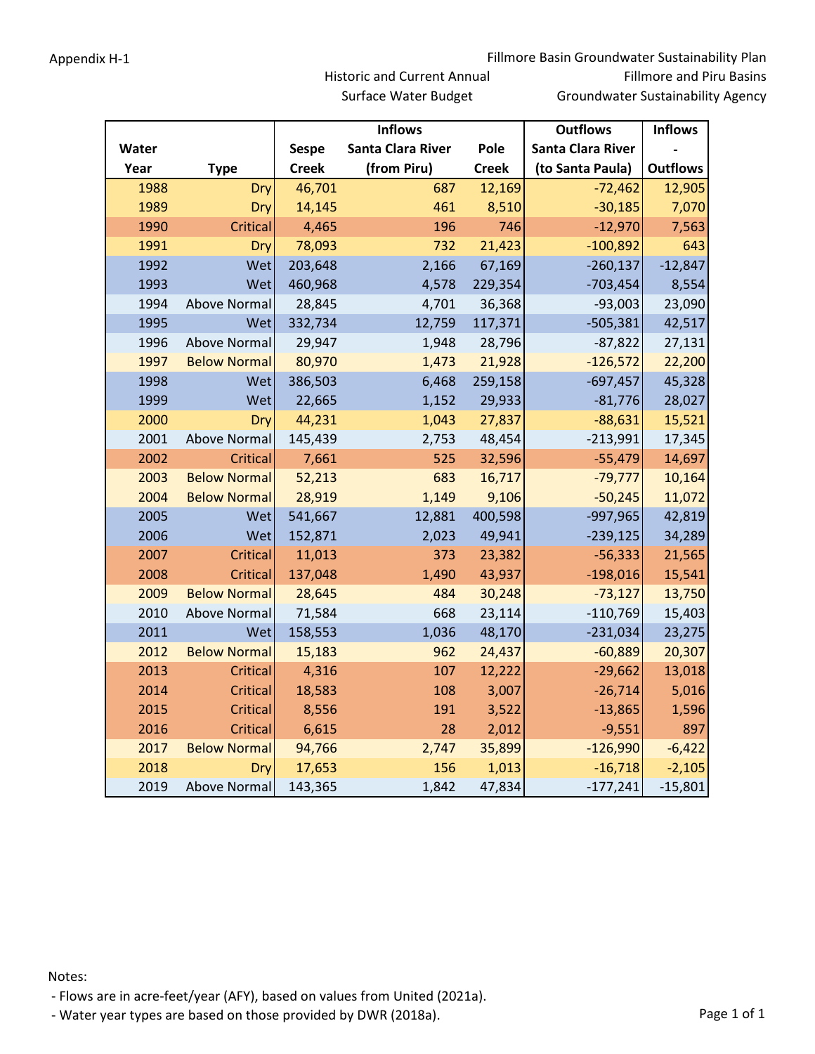Appendix H-1

Fillmore Basin Groundwater Sustainability Plan

Fillmore and Piru Basins Groundwater Sustainability Agency

## Historic and Current Annual Surface Water Budget

| Water Year | Type | Inflows: Sespe Creek | Inflows: Santa Clara River (from Piru) | Inflows: Pole Creek | Outflows: Santa Clara River (to Santa Paula) | Inflows - Outflows |
|---|---|---|---|---|---|---|
| 1988 | Dry | 46,701 | 687 | 12,169 | -72,462 | 12,905 |
| 1989 | Dry | 14,145 | 461 | 8,510 | -30,185 | 7,070 |
| 1990 | Critical | 4,465 | 196 | 746 | -12,970 | 7,563 |
| 1991 | Dry | 78,093 | 732 | 21,423 | -100,892 | 643 |
| 1992 | Wet | 203,648 | 2,166 | 67,169 | -260,137 | -12,847 |
| 1993 | Wet | 460,968 | 4,578 | 229,354 | -703,454 | 8,554 |
| 1994 | Above Normal | 28,845 | 4,701 | 36,368 | -93,003 | 23,090 |
| 1995 | Wet | 332,734 | 12,759 | 117,371 | -505,381 | 42,517 |
| 1996 | Above Normal | 29,947 | 1,948 | 28,796 | -87,822 | 27,131 |
| 1997 | Below Normal | 80,970 | 1,473 | 21,928 | -126,572 | 22,200 |
| 1998 | Wet | 386,503 | 6,468 | 259,158 | -697,457 | 45,328 |
| 1999 | Wet | 22,665 | 1,152 | 29,933 | -81,776 | 28,027 |
| 2000 | Dry | 44,231 | 1,043 | 27,837 | -88,631 | 15,521 |
| 2001 | Above Normal | 145,439 | 2,753 | 48,454 | -213,991 | 17,345 |
| 2002 | Critical | 7,661 | 525 | 32,596 | -55,479 | 14,697 |
| 2003 | Below Normal | 52,213 | 683 | 16,717 | -79,777 | 10,164 |
| 2004 | Below Normal | 28,919 | 1,149 | 9,106 | -50,245 | 11,072 |
| 2005 | Wet | 541,667 | 12,881 | 400,598 | -997,965 | 42,819 |
| 2006 | Wet | 152,871 | 2,023 | 49,941 | -239,125 | 34,289 |
| 2007 | Critical | 11,013 | 373 | 23,382 | -56,333 | 21,565 |
| 2008 | Critical | 137,048 | 1,490 | 43,937 | -198,016 | 15,541 |
| 2009 | Below Normal | 28,645 | 484 | 30,248 | -73,127 | 13,750 |
| 2010 | Above Normal | 71,584 | 668 | 23,114 | -110,769 | 15,403 |
| 2011 | Wet | 158,553 | 1,036 | 48,170 | -231,034 | 23,275 |
| 2012 | Below Normal | 15,183 | 962 | 24,437 | -60,889 | 20,307 |
| 2013 | Critical | 4,316 | 107 | 12,222 | -29,662 | 13,018 |
| 2014 | Critical | 18,583 | 108 | 3,007 | -26,714 | 5,016 |
| 2015 | Critical | 8,556 | 191 | 3,522 | -13,865 | 1,596 |
| 2016 | Critical | 6,615 | 28 | 2,012 | -9,551 | 897 |
| 2017 | Below Normal | 94,766 | 2,747 | 35,899 | -126,990 | -6,422 |
| 2018 | Dry | 17,653 | 156 | 1,013 | -16,718 | -2,105 |
| 2019 | Above Normal | 143,365 | 1,842 | 47,834 | -177,241 | -15,801 |

Notes:

- Flows are in acre-feet/year (AFY), based on values from United (2021a).
- Water year types are based on those provided by DWR (2018a).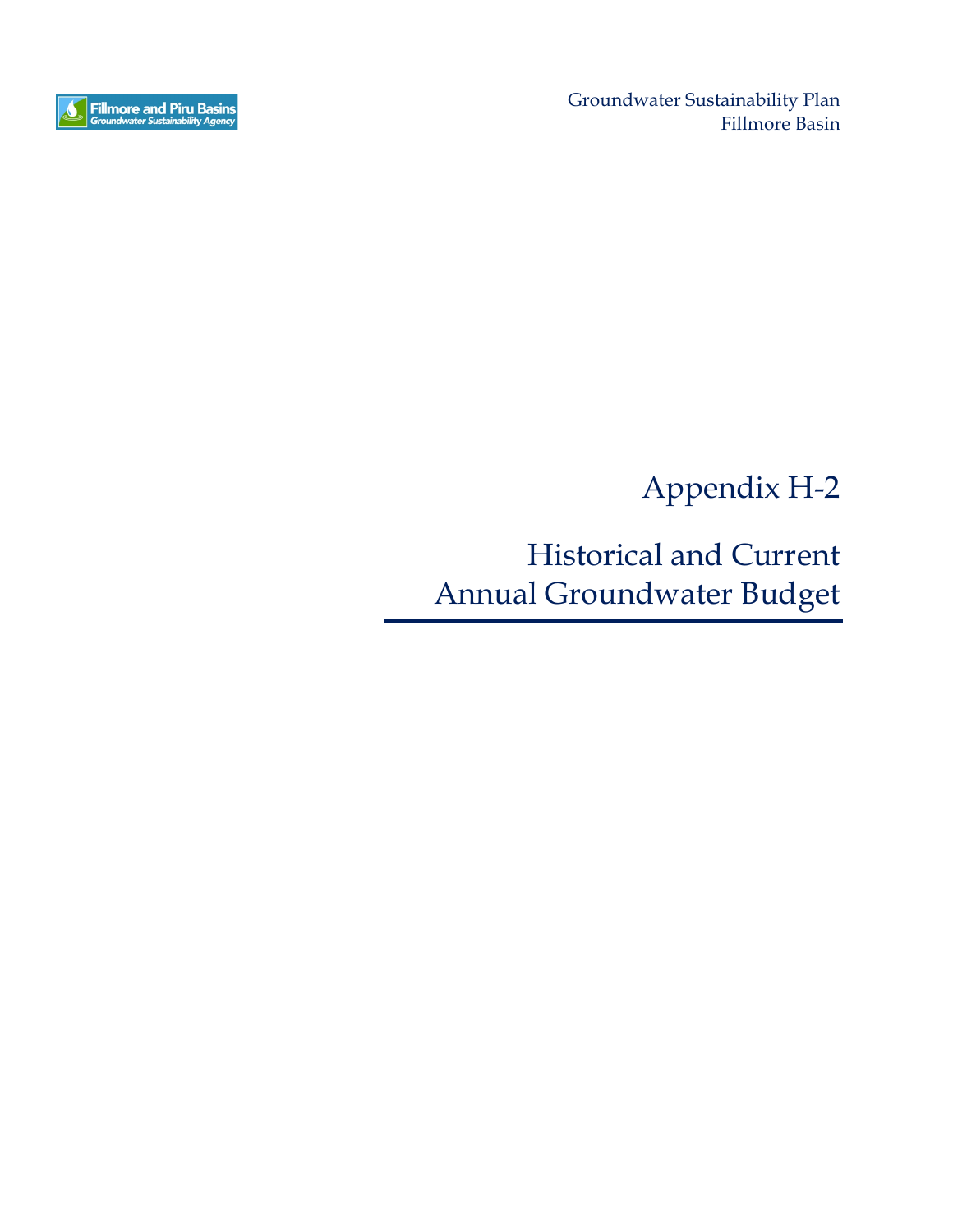# Appendix H-2

## Historical and Current Annual Groundwater Budget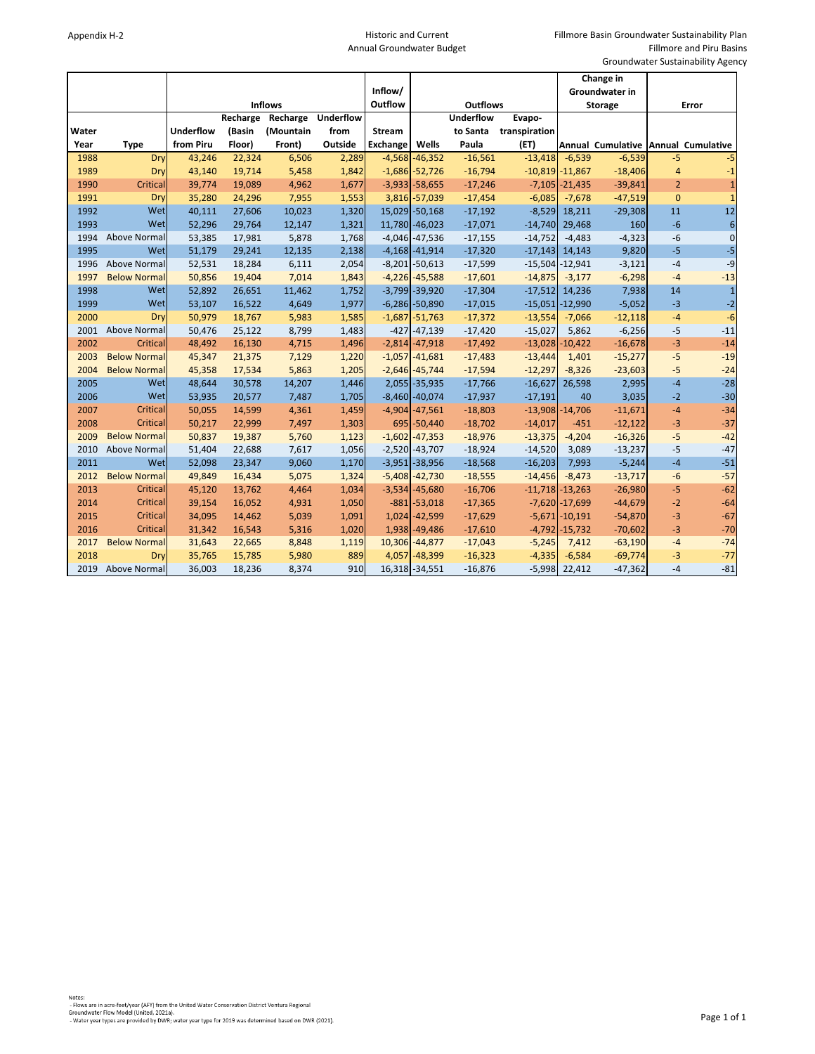Appendix H-2

# Historic and Current Annual Groundwater Budget

Fillmore Basin Groundwater Sustainability Plan
Fillmore and Piru Basins
Groundwater Sustainability Agency

| | | Inflows | | | | Inflow/ Outflow | Outflows | | | Change in Groundwater in Storage | | Error | |
|---|---|---|---|---|---|---|---|---|---|---|---|---|---|
| Water Year | Type | Underflow from Piru | Recharge (Basin Floor) | Recharge (Mountain Front) | Underflow from Outside | Stream Exchange | Wells | Underflow to Santa Paula | Evapo-transpiration (ET) | Annual | Cumulative | Annual | Cumulative |
| 1988 | Dry | 43,246 | 22,324 | 6,506 | 2,289 | -4,568 | -46,352 | -16,561 | -13,418 | -6,539 | -6,539 | -5 | -5 |
| 1989 | Dry | 43,140 | 19,714 | 5,458 | 1,842 | -1,686 | -52,726 | -16,794 | -10,819 | -11,867 | -18,406 | 4 | -1 |
| 1990 | Critical | 39,774 | 19,089 | 4,962 | 1,677 | -3,933 | -58,655 | -17,246 | -7,105 | -21,435 | -39,841 | 2 | 1 |
| 1991 | Dry | 35,280 | 24,296 | 7,955 | 1,553 | 3,816 | -57,039 | -17,454 | -6,085 | -7,678 | -47,519 | 0 | 1 |
| 1992 | Wet | 40,111 | 27,606 | 10,023 | 1,320 | 15,029 | -50,168 | -17,192 | -8,529 | 18,211 | -29,308 | 11 | 12 |
| 1993 | Wet | 52,296 | 29,764 | 12,147 | 1,321 | 11,780 | -46,023 | -17,071 | -14,740 | 29,468 | 160 | -6 | 6 |
| 1994 | Above Normal | 53,385 | 17,981 | 5,878 | 1,768 | -4,046 | -47,536 | -17,155 | -14,752 | -4,483 | -4,323 | -6 | 0 |
| 1995 | Wet | 51,179 | 29,241 | 12,135 | 2,138 | -4,168 | -41,914 | -17,320 | -17,143 | 14,143 | 9,820 | -5 | -5 |
| 1996 | Above Normal | 52,531 | 18,284 | 6,111 | 2,054 | -8,201 | -50,613 | -17,599 | -15,504 | -12,941 | -3,121 | -4 | -9 |
| 1997 | Below Normal | 50,856 | 19,404 | 7,014 | 1,843 | -4,226 | -45,588 | -17,601 | -14,875 | -3,177 | -6,298 | -4 | -13 |
| 1998 | Wet | 52,892 | 26,651 | 11,462 | 1,752 | -3,799 | -39,920 | -17,304 | -17,512 | 14,236 | 7,938 | 14 | 1 |
| 1999 | Wet | 53,107 | 16,522 | 4,649 | 1,977 | -6,286 | -50,890 | -17,015 | -15,051 | -12,990 | -5,052 | -3 | -2 |
| 2000 | Dry | 50,979 | 18,767 | 5,983 | 1,585 | -1,687 | -51,763 | -17,372 | -13,554 | -7,066 | -12,118 | -4 | -6 |
| 2001 | Above Normal | 50,476 | 25,122 | 8,799 | 1,483 | -427 | -47,139 | -17,420 | -15,027 | 5,862 | -6,256 | -5 | -11 |
| 2002 | Critical | 48,492 | 16,130 | 4,715 | 1,496 | -2,814 | -47,918 | -17,492 | -13,028 | -10,422 | -16,678 | -3 | -14 |
| 2003 | Below Normal | 45,347 | 21,375 | 7,129 | 1,220 | -1,057 | -41,681 | -17,483 | -13,444 | 1,401 | -15,277 | -5 | -19 |
| 2004 | Below Normal | 45,358 | 17,534 | 5,863 | 1,205 | -2,646 | -45,744 | -17,594 | -12,297 | -8,326 | -23,603 | -5 | -24 |
| 2005 | Wet | 48,644 | 30,578 | 14,207 | 1,446 | 2,055 | -35,935 | -17,766 | -16,627 | 26,598 | 2,995 | -4 | -28 |
| 2006 | Wet | 53,935 | 20,577 | 7,487 | 1,705 | -8,460 | -40,074 | -17,937 | -17,191 | 40 | 3,035 | -2 | -30 |
| 2007 | Critical | 50,055 | 14,599 | 4,361 | 1,459 | -4,904 | -47,561 | -18,803 | -13,908 | -14,706 | -11,671 | -4 | -34 |
| 2008 | Critical | 50,217 | 22,999 | 7,497 | 1,303 | 695 | -50,440 | -18,702 | -14,017 | -451 | -12,122 | -3 | -37 |
| 2009 | Below Normal | 50,837 | 19,387 | 5,760 | 1,123 | -1,602 | -47,353 | -18,976 | -13,375 | -4,204 | -16,326 | -5 | -42 |
| 2010 | Above Normal | 51,404 | 22,688 | 7,617 | 1,056 | -2,520 | -43,707 | -18,924 | -14,520 | 3,089 | -13,237 | -5 | -47 |
| 2011 | Wet | 52,098 | 23,347 | 9,060 | 1,170 | -3,951 | -38,956 | -18,568 | -16,203 | 7,993 | -5,244 | -4 | -51 |
| 2012 | Below Normal | 49,849 | 16,434 | 5,075 | 1,324 | -5,408 | -42,730 | -18,555 | -14,456 | -8,473 | -13,717 | -6 | -57 |
| 2013 | Critical | 45,120 | 13,762 | 4,464 | 1,034 | -3,534 | -45,680 | -16,706 | -11,718 | -13,263 | -26,980 | -5 | -62 |
| 2014 | Critical | 39,154 | 16,052 | 4,931 | 1,050 | -881 | -53,018 | -17,365 | -7,620 | -17,699 | -44,679 | -2 | -64 |
| 2015 | Critical | 34,095 | 14,462 | 5,039 | 1,091 | 1,024 | -42,599 | -17,629 | -5,671 | -10,191 | -54,870 | -3 | -67 |
| 2016 | Critical | 31,342 | 16,543 | 5,316 | 1,020 | 1,938 | -49,486 | -17,610 | -4,792 | -15,732 | -70,602 | -3 | -70 |
| 2017 | Below Normal | 31,643 | 22,665 | 8,848 | 1,119 | 10,306 | -44,877 | -17,043 | -5,245 | 7,412 | -63,190 | -4 | -74 |
| 2018 | Dry | 35,765 | 15,785 | 5,980 | 889 | 4,057 | -48,399 | -16,323 | -4,335 | -6,584 | -69,774 | -3 | -77 |
| 2019 | Above Normal | 36,003 | 18,236 | 8,374 | 910 | 16,318 | -34,551 | -16,876 | -5,998 | 22,412 | -47,362 | -4 | -81 |

Notes:
- Flows are in acre-feet/year (AFY) from the United Water Conservation District Ventura Regional Groundwater Flow Model (United, 2021a).
- Water year types are provided by DWR; water year type for 2019 was determined based on DWR (2021).